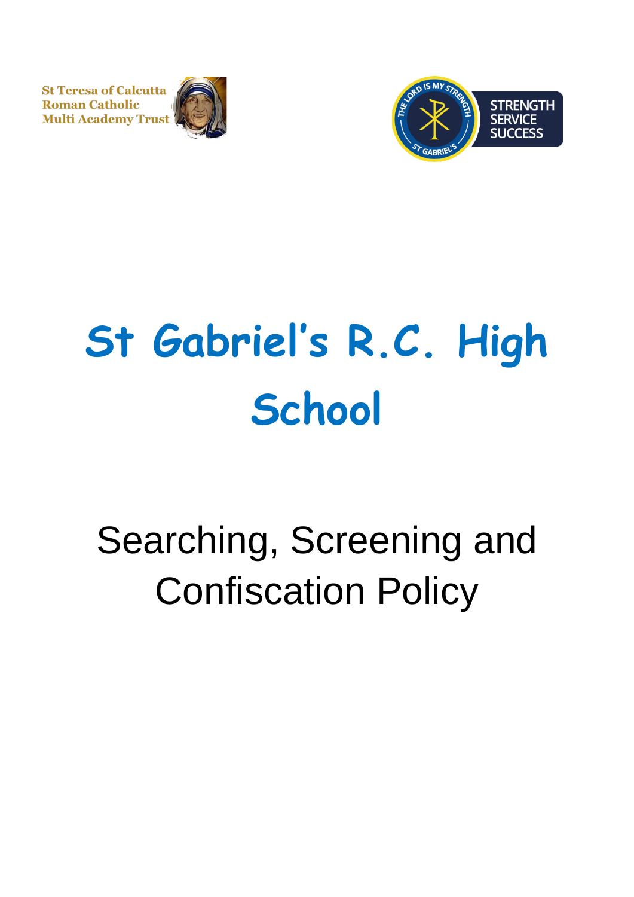St Teresa of Calcutta
Roman Catholic
Multi Academy Trust

THE LORD IS MY STRENGTH
ST GABRIEL'S

STRENGTH
SERVICE
SUCCESS

# St Gabriel's R.C. High School

## Searching, Screening and Confiscation Policy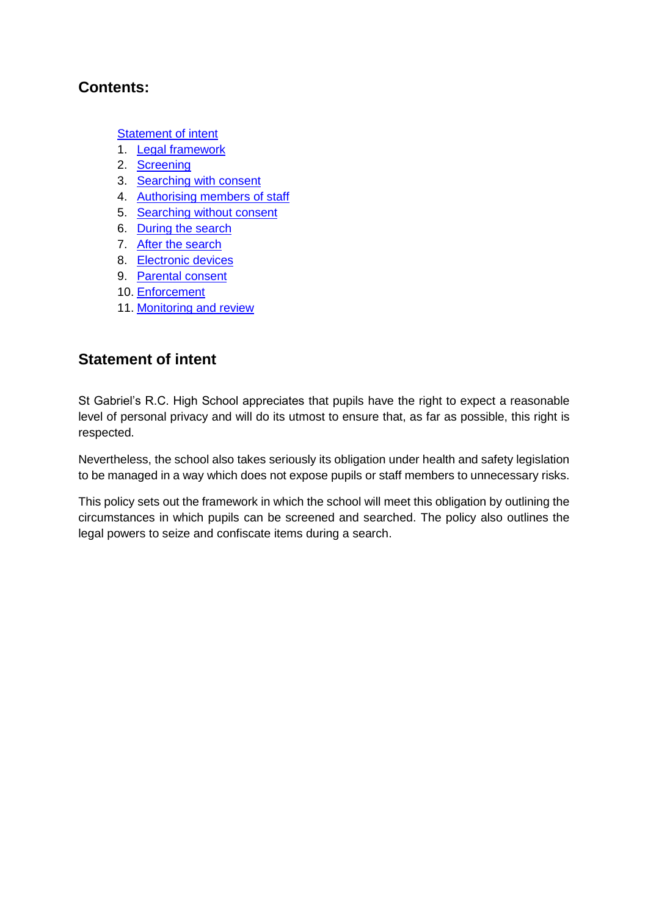## Contents:

Statement of intent

1. Legal framework
2. Screening
3. Searching with consent
4. Authorising members of staff
5. Searching without consent
6. During the search
7. After the search
8. Electronic devices
9. Parental consent
10. Enforcement
11. Monitoring and review

## Statement of intent

St Gabriel's R.C. High School appreciates that pupils have the right to expect a reasonable level of personal privacy and will do its utmost to ensure that, as far as possible, this right is respected.

Nevertheless, the school also takes seriously its obligation under health and safety legislation to be managed in a way which does not expose pupils or staff members to unnecessary risks.

This policy sets out the framework in which the school will meet this obligation by outlining the circumstances in which pupils can be screened and searched. The policy also outlines the legal powers to seize and confiscate items during a search.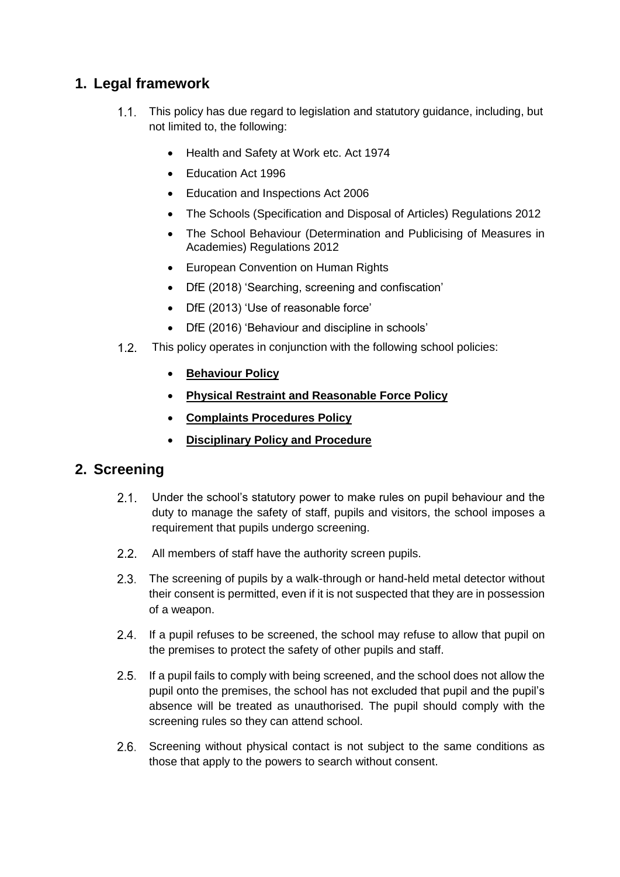## 1. Legal framework

1.1. This policy has due regard to legislation and statutory guidance, including, but not limited to, the following:

- Health and Safety at Work etc. Act 1974
- Education Act 1996
- Education and Inspections Act 2006
- The Schools (Specification and Disposal of Articles) Regulations 2012
- The School Behaviour (Determination and Publicising of Measures in Academies) Regulations 2012
- European Convention on Human Rights
- DfE (2018) 'Searching, screening and confiscation'
- DfE (2013) 'Use of reasonable force'
- DfE (2016) 'Behaviour and discipline in schools'

1.2. This policy operates in conjunction with the following school policies:

- **Behaviour Policy**
- **Physical Restraint and Reasonable Force Policy**
- **Complaints Procedures Policy**
- **Disciplinary Policy and Procedure**

## 2. Screening

2.1. Under the school's statutory power to make rules on pupil behaviour and the duty to manage the safety of staff, pupils and visitors, the school imposes a requirement that pupils undergo screening.

2.2. All members of staff have the authority screen pupils.

2.3. The screening of pupils by a walk-through or hand-held metal detector without their consent is permitted, even if it is not suspected that they are in possession of a weapon.

2.4. If a pupil refuses to be screened, the school may refuse to allow that pupil on the premises to protect the safety of other pupils and staff.

2.5. If a pupil fails to comply with being screened, and the school does not allow the pupil onto the premises, the school has not excluded that pupil and the pupil's absence will be treated as unauthorised. The pupil should comply with the screening rules so they can attend school.

2.6. Screening without physical contact is not subject to the same conditions as those that apply to the powers to search without consent.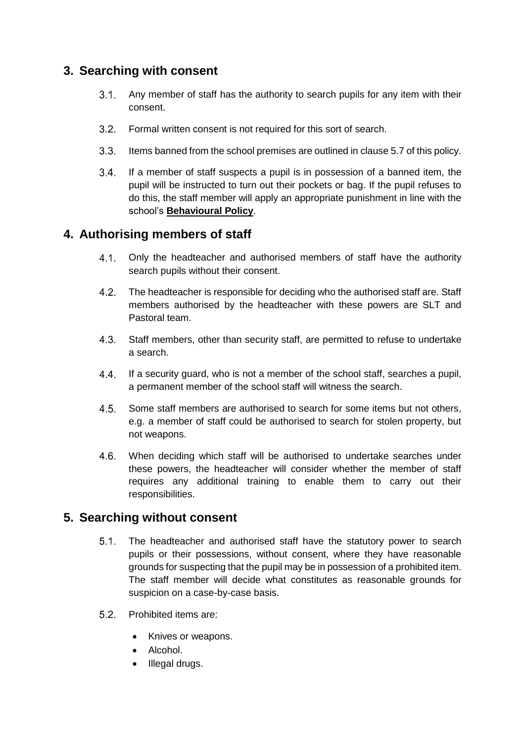## 3. Searching with consent

3.1. Any member of staff has the authority to search pupils for any item with their consent.

3.2. Formal written consent is not required for this sort of search.

3.3. Items banned from the school premises are outlined in clause 5.7 of this policy.

3.4. If a member of staff suspects a pupil is in possession of a banned item, the pupil will be instructed to turn out their pockets or bag. If the pupil refuses to do this, the staff member will apply an appropriate punishment in line with the school's **Behavioural Policy**.

## 4. Authorising members of staff

4.1. Only the headteacher and authorised members of staff have the authority search pupils without their consent.

4.2. The headteacher is responsible for deciding who the authorised staff are. Staff members authorised by the headteacher with these powers are SLT and Pastoral team.

4.3. Staff members, other than security staff, are permitted to refuse to undertake a search.

4.4. If a security guard, who is not a member of the school staff, searches a pupil, a permanent member of the school staff will witness the search.

4.5. Some staff members are authorised to search for some items but not others, e.g. a member of staff could be authorised to search for stolen property, but not weapons.

4.6. When deciding which staff will be authorised to undertake searches under these powers, the headteacher will consider whether the member of staff requires any additional training to enable them to carry out their responsibilities.

## 5. Searching without consent

5.1. The headteacher and authorised staff have the statutory power to search pupils or their possessions, without consent, where they have reasonable grounds for suspecting that the pupil may be in possession of a prohibited item. The staff member will decide what constitutes as reasonable grounds for suspicion on a case-by-case basis.

5.2. Prohibited items are:

- Knives or weapons.
- Alcohol.
- Illegal drugs.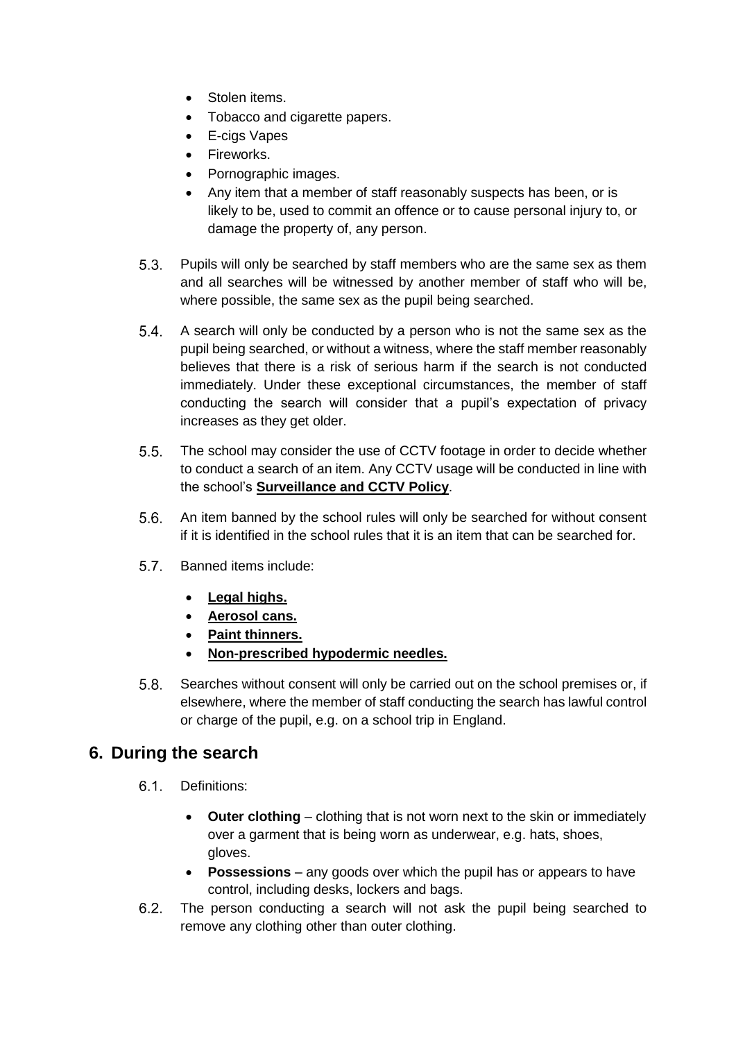- Stolen items.
- Tobacco and cigarette papers.
- E-cigs Vapes
- Fireworks.
- Pornographic images.
- Any item that a member of staff reasonably suspects has been, or is likely to be, used to commit an offence or to cause personal injury to, or damage the property of, any person.

5.3. Pupils will only be searched by staff members who are the same sex as them and all searches will be witnessed by another member of staff who will be, where possible, the same sex as the pupil being searched.

5.4. A search will only be conducted by a person who is not the same sex as the pupil being searched, or without a witness, where the staff member reasonably believes that there is a risk of serious harm if the search is not conducted immediately. Under these exceptional circumstances, the member of staff conducting the search will consider that a pupil's expectation of privacy increases as they get older.

5.5. The school may consider the use of CCTV footage in order to decide whether to conduct a search of an item. Any CCTV usage will be conducted in line with the school's **Surveillance and CCTV Policy**.

5.6. An item banned by the school rules will only be searched for without consent if it is identified in the school rules that it is an item that can be searched for.

5.7. Banned items include:

- **Legal highs.**
- **Aerosol cans.**
- **Paint thinners.**
- **Non-prescribed hypodermic needles.**

5.8. Searches without consent will only be carried out on the school premises or, if elsewhere, where the member of staff conducting the search has lawful control or charge of the pupil, e.g. on a school trip in England.

## 6. During the search

6.1. Definitions:

- **Outer clothing** – clothing that is not worn next to the skin or immediately over a garment that is being worn as underwear, e.g. hats, shoes, gloves.
- **Possessions** – any goods over which the pupil has or appears to have control, including desks, lockers and bags.

6.2. The person conducting a search will not ask the pupil being searched to remove any clothing other than outer clothing.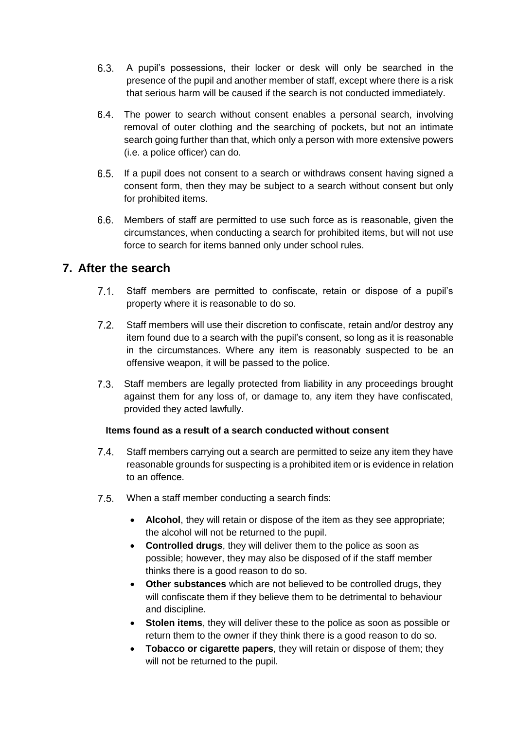6.3. A pupil's possessions, their locker or desk will only be searched in the presence of the pupil and another member of staff, except where there is a risk that serious harm will be caused if the search is not conducted immediately.

6.4. The power to search without consent enables a personal search, involving removal of outer clothing and the searching of pockets, but not an intimate search going further than that, which only a person with more extensive powers (i.e. a police officer) can do.

6.5. If a pupil does not consent to a search or withdraws consent having signed a consent form, then they may be subject to a search without consent but only for prohibited items.

6.6. Members of staff are permitted to use such force as is reasonable, given the circumstances, when conducting a search for prohibited items, but will not use force to search for items banned only under school rules.

## 7. After the search

7.1. Staff members are permitted to confiscate, retain or dispose of a pupil's property where it is reasonable to do so.

7.2. Staff members will use their discretion to confiscate, retain and/or destroy any item found due to a search with the pupil's consent, so long as it is reasonable in the circumstances. Where any item is reasonably suspected to be an offensive weapon, it will be passed to the police.

7.3. Staff members are legally protected from liability in any proceedings brought against them for any loss of, or damage to, any item they have confiscated, provided they acted lawfully.

**Items found as a result of a search conducted without consent**

7.4. Staff members carrying out a search are permitted to seize any item they have reasonable grounds for suspecting is a prohibited item or is evidence in relation to an offence.

7.5. When a staff member conducting a search finds:

- **Alcohol**, they will retain or dispose of the item as they see appropriate; the alcohol will not be returned to the pupil.
- **Controlled drugs**, they will deliver them to the police as soon as possible; however, they may also be disposed of if the staff member thinks there is a good reason to do so.
- **Other substances** which are not believed to be controlled drugs, they will confiscate them if they believe them to be detrimental to behaviour and discipline.
- **Stolen items**, they will deliver these to the police as soon as possible or return them to the owner if they think there is a good reason to do so.
- **Tobacco or cigarette papers**, they will retain or dispose of them; they will not be returned to the pupil.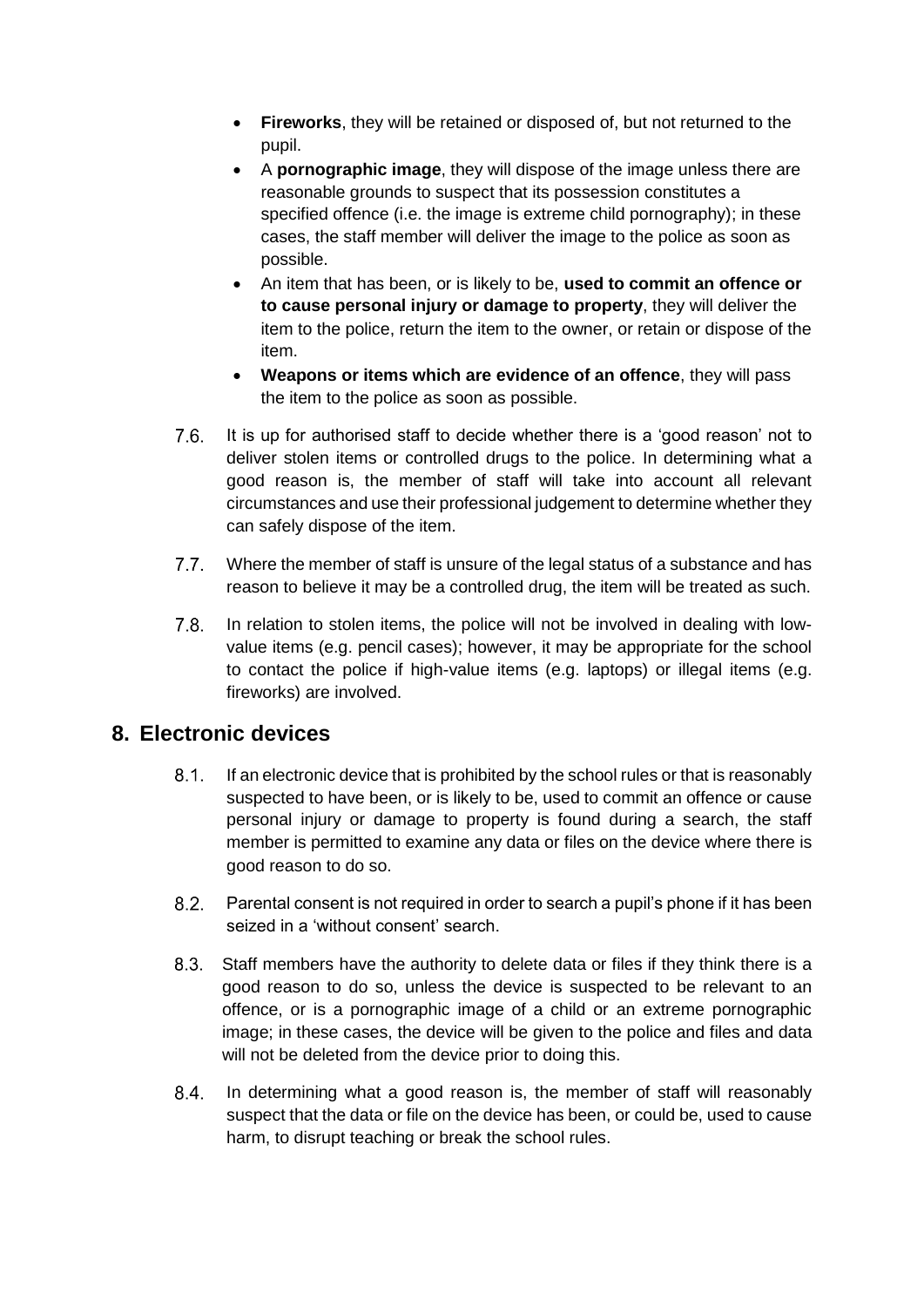- **Fireworks**, they will be retained or disposed of, but not returned to the pupil.
- A **pornographic image**, they will dispose of the image unless there are reasonable grounds to suspect that its possession constitutes a specified offence (i.e. the image is extreme child pornography); in these cases, the staff member will deliver the image to the police as soon as possible.
- An item that has been, or is likely to be, **used to commit an offence or to cause personal injury or damage to property**, they will deliver the item to the police, return the item to the owner, or retain or dispose of the item.
- **Weapons or items which are evidence of an offence**, they will pass the item to the police as soon as possible.

7.6. It is up for authorised staff to decide whether there is a 'good reason' not to deliver stolen items or controlled drugs to the police. In determining what a good reason is, the member of staff will take into account all relevant circumstances and use their professional judgement to determine whether they can safely dispose of the item.

7.7. Where the member of staff is unsure of the legal status of a substance and has reason to believe it may be a controlled drug, the item will be treated as such.

7.8. In relation to stolen items, the police will not be involved in dealing with low-value items (e.g. pencil cases); however, it may be appropriate for the school to contact the police if high-value items (e.g. laptops) or illegal items (e.g. fireworks) are involved.

## 8. Electronic devices

8.1. If an electronic device that is prohibited by the school rules or that is reasonably suspected to have been, or is likely to be, used to commit an offence or cause personal injury or damage to property is found during a search, the staff member is permitted to examine any data or files on the device where there is good reason to do so.

8.2. Parental consent is not required in order to search a pupil's phone if it has been seized in a 'without consent' search.

8.3. Staff members have the authority to delete data or files if they think there is a good reason to do so, unless the device is suspected to be relevant to an offence, or is a pornographic image of a child or an extreme pornographic image; in these cases, the device will be given to the police and files and data will not be deleted from the device prior to doing this.

8.4. In determining what a good reason is, the member of staff will reasonably suspect that the data or file on the device has been, or could be, used to cause harm, to disrupt teaching or break the school rules.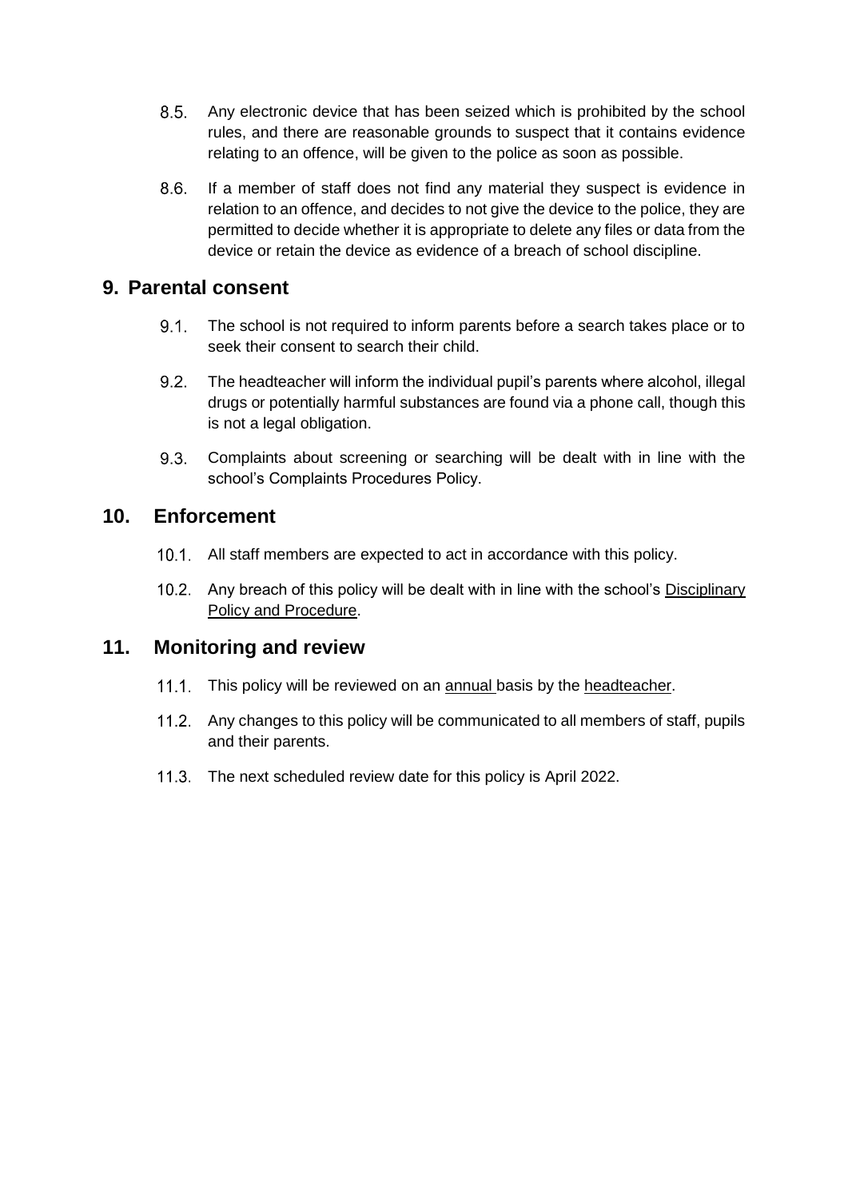8.5. Any electronic device that has been seized which is prohibited by the school rules, and there are reasonable grounds to suspect that it contains evidence relating to an offence, will be given to the police as soon as possible.

8.6. If a member of staff does not find any material they suspect is evidence in relation to an offence, and decides to not give the device to the police, they are permitted to decide whether it is appropriate to delete any files or data from the device or retain the device as evidence of a breach of school discipline.

## 9. Parental consent

9.1. The school is not required to inform parents before a search takes place or to seek their consent to search their child.

9.2. The headteacher will inform the individual pupil's parents where alcohol, illegal drugs or potentially harmful substances are found via a phone call, though this is not a legal obligation.

9.3. Complaints about screening or searching will be dealt with in line with the school's Complaints Procedures Policy.

## 10. Enforcement

10.1. All staff members are expected to act in accordance with this policy.

10.2. Any breach of this policy will be dealt with in line with the school's Disciplinary Policy and Procedure.

## 11. Monitoring and review

11.1. This policy will be reviewed on an annual basis by the headteacher.

11.2. Any changes to this policy will be communicated to all members of staff, pupils and their parents.

11.3. The next scheduled review date for this policy is April 2022.